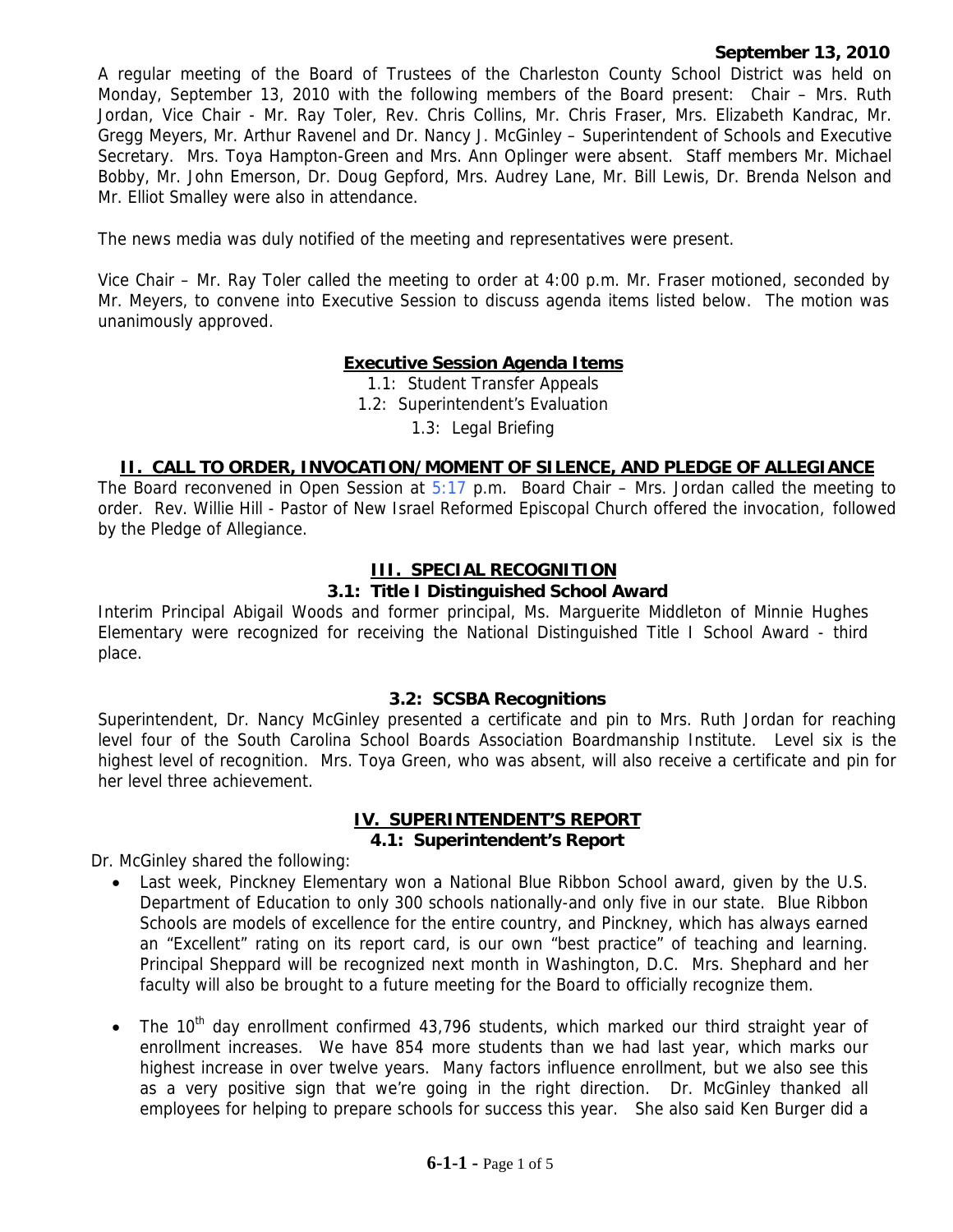**September 13, 2010**

A regular meeting of the Board of Trustees of the Charleston County School District was held on Monday, September 13, 2010 with the following members of the Board present: Chair – Mrs. Ruth Jordan, Vice Chair - Mr. Ray Toler, Rev. Chris Collins, Mr. Chris Fraser, Mrs. Elizabeth Kandrac, Mr. Gregg Meyers, Mr. Arthur Ravenel and Dr. Nancy J. McGinley – Superintendent of Schools and Executive Secretary. Mrs. Toya Hampton-Green and Mrs. Ann Oplinger were absent. Staff members Mr. Michael Bobby, Mr. John Emerson, Dr. Doug Gepford, Mrs. Audrey Lane, Mr. Bill Lewis, Dr. Brenda Nelson and Mr. Elliot Smalley were also in attendance.

The news media was duly notified of the meeting and representatives were present.

Vice Chair – Mr. Ray Toler called the meeting to order at 4:00 p.m. Mr. Fraser motioned, seconded by Mr. Meyers, to convene into Executive Session to discuss agenda items listed below. The motion was unanimously approved.

**Executive Session Agenda Items**

1.1: Student Transfer Appeals
1.2: Superintendent's Evaluation
1.3: Legal Briefing

## II. CALL TO ORDER, INVOCATION/MOMENT OF SILENCE, AND PLEDGE OF ALLEGIANCE

The Board reconvened in Open Session at 5:17 p.m. Board Chair – Mrs. Jordan called the meeting to order. Rev. Willie Hill - Pastor of New Israel Reformed Episcopal Church offered the invocation, followed by the Pledge of Allegiance.

## III. SPECIAL RECOGNITION

### 3.1: Title I Distinguished School Award

Interim Principal Abigail Woods and former principal, Ms. Marguerite Middleton of Minnie Hughes Elementary were recognized for receiving the National Distinguished Title I School Award - third place.

### 3.2: SCSBA Recognitions

Superintendent, Dr. Nancy McGinley presented a certificate and pin to Mrs. Ruth Jordan for reaching level four of the South Carolina School Boards Association Boardmanship Institute. Level six is the highest level of recognition. Mrs. Toya Green, who was absent, will also receive a certificate and pin for her level three achievement.

## IV. SUPERINTENDENT'S REPORT

### 4.1: Superintendent's Report

Dr. McGinley shared the following:

- Last week, Pinckney Elementary won a National Blue Ribbon School award, given by the U.S. Department of Education to only 300 schools nationally-and only five in our state. Blue Ribbon Schools are models of excellence for the entire country, and Pinckney, which has always earned an "Excellent" rating on its report card, is our own "best practice" of teaching and learning. Principal Sheppard will be recognized next month in Washington, D.C. Mrs. Shephard and her faculty will also be brought to a future meeting for the Board to officially recognize them.

- The 10th day enrollment confirmed 43,796 students, which marked our third straight year of enrollment increases. We have 854 more students than we had last year, which marks our highest increase in over twelve years. Many factors influence enrollment, but we also see this as a very positive sign that we're going in the right direction. Dr. McGinley thanked all employees for helping to prepare schools for success this year. She also said Ken Burger did a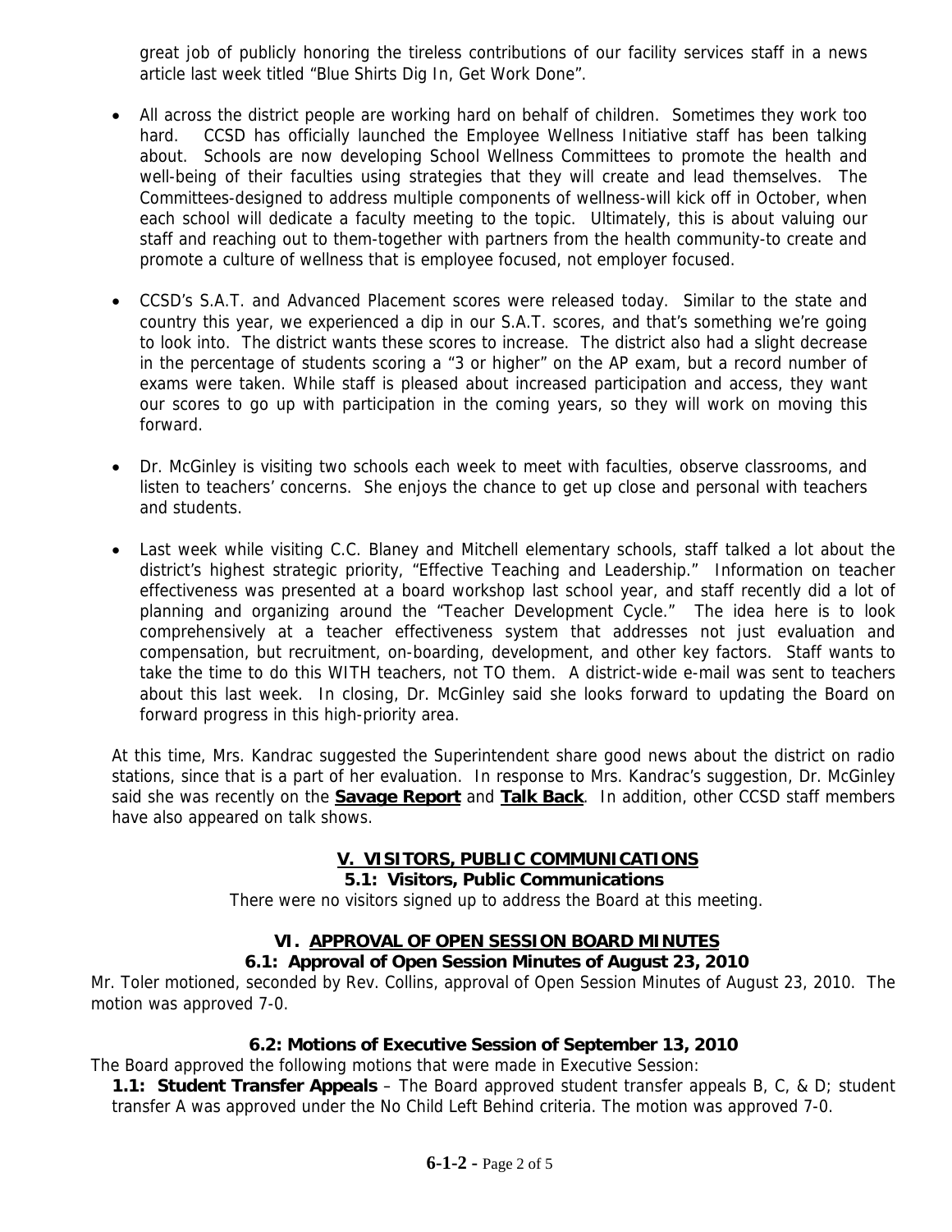great job of publicly honoring the tireless contributions of our facility services staff in a news article last week titled "Blue Shirts Dig In, Get Work Done".

- All across the district people are working hard on behalf of children. Sometimes they work too hard. CCSD has officially launched the Employee Wellness Initiative staff has been talking about. Schools are now developing School Wellness Committees to promote the health and well-being of their faculties using strategies that they will create and lead themselves. The Committees-designed to address multiple components of wellness-will kick off in October, when each school will dedicate a faculty meeting to the topic. Ultimately, this is about valuing our staff and reaching out to them-together with partners from the health community-to create and promote a culture of wellness that is employee focused, not employer focused.

- CCSD's S.A.T. and Advanced Placement scores were released today. Similar to the state and country this year, we experienced a dip in our S.A.T. scores, and that's something we're going to look into. The district wants these scores to increase. The district also had a slight decrease in the percentage of students scoring a "3 or higher" on the AP exam, but a record number of exams were taken. While staff is pleased about increased participation and access, they want our scores to go up with participation in the coming years, so they will work on moving this forward.

- Dr. McGinley is visiting two schools each week to meet with faculties, observe classrooms, and listen to teachers' concerns. She enjoys the chance to get up close and personal with teachers and students.

- Last week while visiting C.C. Blaney and Mitchell elementary schools, staff talked a lot about the district's highest strategic priority, "Effective Teaching and Leadership." Information on teacher effectiveness was presented at a board workshop last school year, and staff recently did a lot of planning and organizing around the "Teacher Development Cycle." The idea here is to look comprehensively at a teacher effectiveness system that addresses not just evaluation and compensation, but recruitment, on-boarding, development, and other key factors. Staff wants to take the time to do this WITH teachers, not TO them. A district-wide e-mail was sent to teachers about this last week. In closing, Dr. McGinley said she looks forward to updating the Board on forward progress in this high-priority area.

At this time, Mrs. Kandrac suggested the Superintendent share good news about the district on radio stations, since that is a part of her evaluation. In response to Mrs. Kandrac's suggestion, Dr. McGinley said she was recently on the **Savage Report** and **Talk Back**. In addition, other CCSD staff members have also appeared on talk shows.

## V. VISITORS, PUBLIC COMMUNICATIONS

### 5.1: Visitors, Public Communications

There were no visitors signed up to address the Board at this meeting.

## VI. APPROVAL OF OPEN SESSION BOARD MINUTES

### 6.1: Approval of Open Session Minutes of August 23, 2010

Mr. Toler motioned, seconded by Rev. Collins, approval of Open Session Minutes of August 23, 2010. The motion was approved 7-0.

### 6.2: Motions of Executive Session of September 13, 2010

The Board approved the following motions that were made in Executive Session:

**1.1: Student Transfer Appeals** – The Board approved student transfer appeals B, C, & D; student transfer A was approved under the No Child Left Behind criteria. The motion was approved 7-0.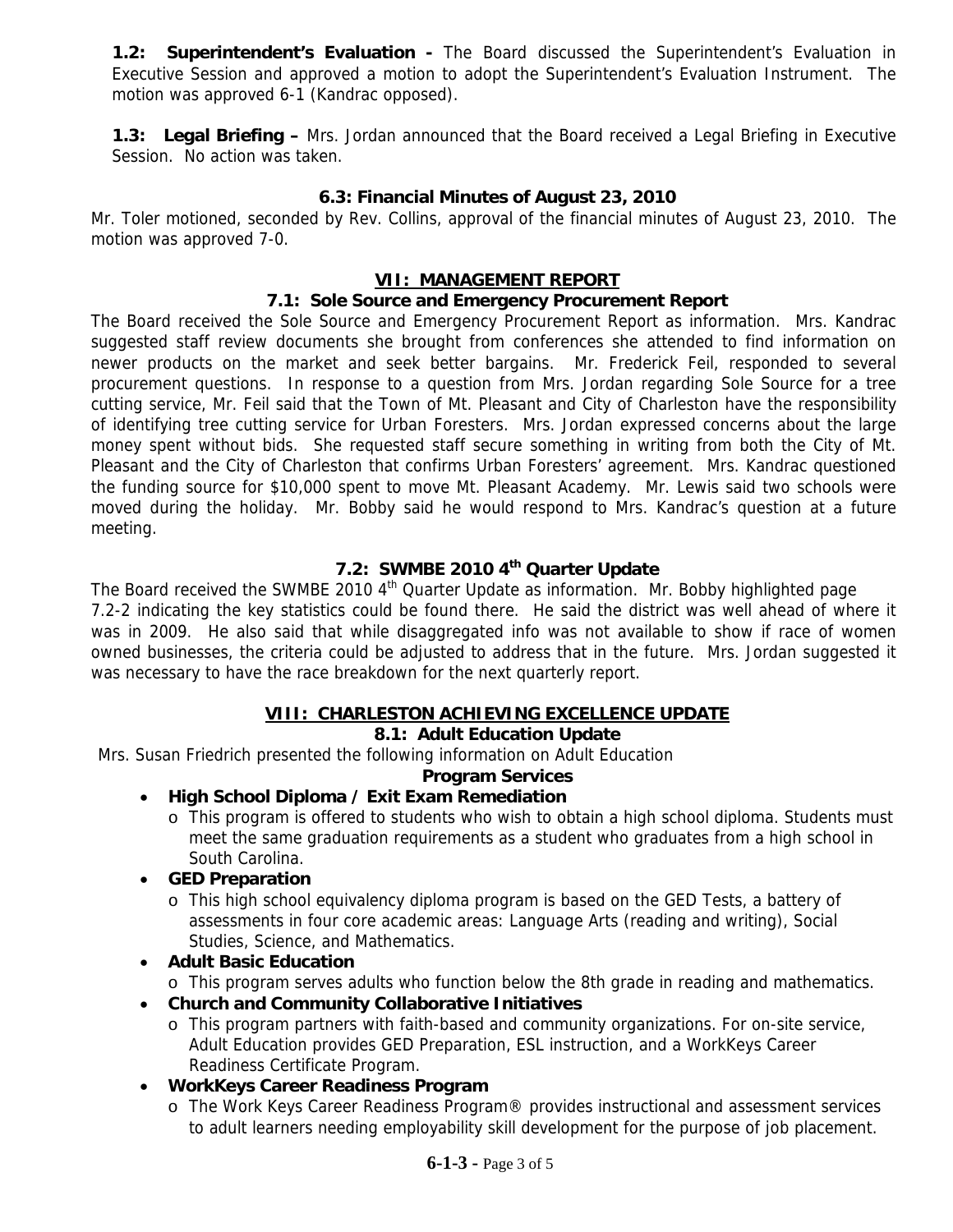**1.2: Superintendent's Evaluation -** The Board discussed the Superintendent's Evaluation in Executive Session and approved a motion to adopt the Superintendent's Evaluation Instrument. The motion was approved 6-1 (Kandrac opposed).

**1.3: Legal Briefing –** Mrs. Jordan announced that the Board received a Legal Briefing in Executive Session. No action was taken.

**6.3: Financial Minutes of August 23, 2010**

Mr. Toler motioned, seconded by Rev. Collins, approval of the financial minutes of August 23, 2010. The motion was approved 7-0.

## VII: MANAGEMENT REPORT

### 7.1: Sole Source and Emergency Procurement Report

The Board received the Sole Source and Emergency Procurement Report as information. Mrs. Kandrac suggested staff review documents she brought from conferences she attended to find information on newer products on the market and seek better bargains. Mr. Frederick Feil, responded to several procurement questions. In response to a question from Mrs. Jordan regarding Sole Source for a tree cutting service, Mr. Feil said that the Town of Mt. Pleasant and City of Charleston have the responsibility of identifying tree cutting service for Urban Foresters. Mrs. Jordan expressed concerns about the large money spent without bids. She requested staff secure something in writing from both the City of Mt. Pleasant and the City of Charleston that confirms Urban Foresters' agreement. Mrs. Kandrac questioned the funding source for $10,000 spent to move Mt. Pleasant Academy. Mr. Lewis said two schools were moved during the holiday. Mr. Bobby said he would respond to Mrs. Kandrac's question at a future meeting.

### 7.2: SWMBE 2010 4th Quarter Update

The Board received the SWMBE 2010 4th Quarter Update as information. Mr. Bobby highlighted page 7.2-2 indicating the key statistics could be found there. He said the district was well ahead of where it was in 2009. He also said that while disaggregated info was not available to show if race of women owned businesses, the criteria could be adjusted to address that in the future. Mrs. Jordan suggested it was necessary to have the race breakdown for the next quarterly report.

## VIII: CHARLESTON ACHIEVING EXCELLENCE UPDATE

### 8.1: Adult Education Update

Mrs. Susan Friedrich presented the following information on Adult Education

**Program Services**

- **High School Diploma / Exit Exam Remediation**
  - This program is offered to students who wish to obtain a high school diploma. Students must meet the same graduation requirements as a student who graduates from a high school in South Carolina.
- **GED Preparation**
  - This high school equivalency diploma program is based on the GED Tests, a battery of assessments in four core academic areas: Language Arts (reading and writing), Social Studies, Science, and Mathematics.
- **Adult Basic Education**
  - This program serves adults who function below the 8th grade in reading and mathematics.
- **Church and Community Collaborative Initiatives**
  - This program partners with faith-based and community organizations. For on-site service, Adult Education provides GED Preparation, ESL instruction, and a WorkKeys Career Readiness Certificate Program.
- **WorkKeys Career Readiness Program**
  - The Work Keys Career Readiness Program® provides instructional and assessment services to adult learners needing employability skill development for the purpose of job placement.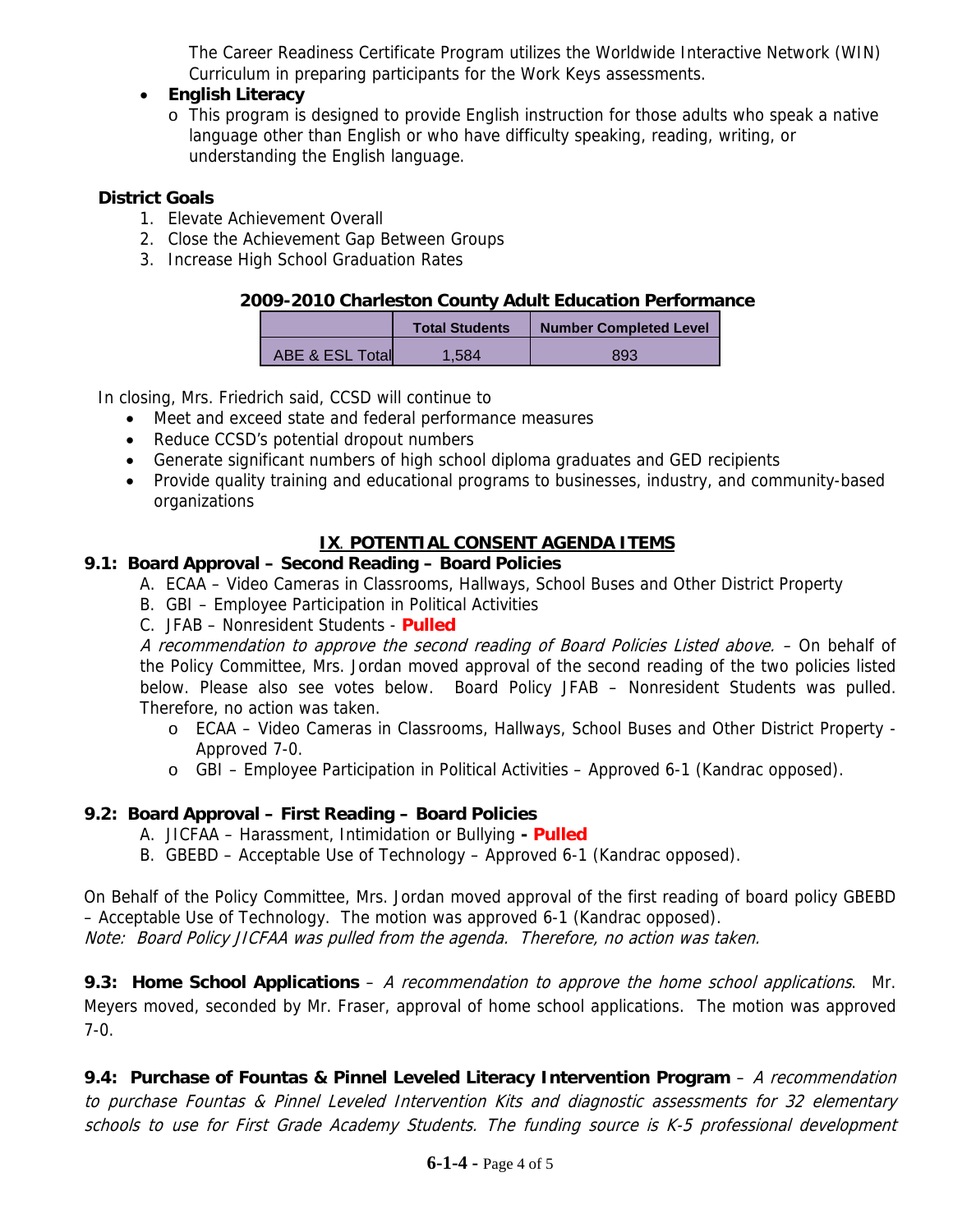The Career Readiness Certificate Program utilizes the Worldwide Interactive Network (WIN) Curriculum in preparing participants for the Work Keys assessments.

- **English Literacy**
  - o This program is designed to provide English instruction for those adults who speak a native language other than English or who have difficulty speaking, reading, writing, or understanding the English language.

**District Goals**

1. Elevate Achievement Overall
2. Close the Achievement Gap Between Groups
3. Increase High School Graduation Rates

**2009-2010 Charleston County Adult Education Performance**

| | Total Students | Number Completed Level |
|---|---|---|
| ABE & ESL Total | 1,584 | 893 |

In closing, Mrs. Friedrich said, CCSD will continue to

- Meet and exceed state and federal performance measures
- Reduce CCSD's potential dropout numbers
- Generate significant numbers of high school diploma graduates and GED recipients
- Provide quality training and educational programs to businesses, industry, and community-based organizations

## IX. POTENTIAL CONSENT AGENDA ITEMS

**9.1: Board Approval – Second Reading – Board Policies**

A. ECAA – Video Cameras in Classrooms, Hallways, School Buses and Other District Property
B. GBI – Employee Participation in Political Activities
C. JFAB – Nonresident Students - **Pulled**

*A recommendation to approve the second reading of Board Policies Listed above.* – On behalf of the Policy Committee, Mrs. Jordan moved approval of the second reading of the two policies listed below. Please also see votes below. Board Policy JFAB – Nonresident Students was pulled. Therefore, no action was taken.

- o ECAA – Video Cameras in Classrooms, Hallways, School Buses and Other District Property - Approved 7-0.
- o GBI – Employee Participation in Political Activities – Approved 6-1 (Kandrac opposed).

**9.2: Board Approval – First Reading – Board Policies**

A. JICFAA – Harassment, Intimidation or Bullying **- Pulled**
B. GBEBD – Acceptable Use of Technology – Approved 6-1 (Kandrac opposed).

On Behalf of the Policy Committee, Mrs. Jordan moved approval of the first reading of board policy GBEBD – Acceptable Use of Technology. The motion was approved 6-1 (Kandrac opposed).
*Note: Board Policy JICFAA was pulled from the agenda. Therefore, no action was taken.*

**9.3: Home School Applications** – *A recommendation to approve the home school applications*. Mr. Meyers moved, seconded by Mr. Fraser, approval of home school applications. The motion was approved 7-0.

**9.4: Purchase of Fountas & Pinnel Leveled Literacy Intervention Program** – *A recommendation to purchase Fountas & Pinnel Leveled Intervention Kits and diagnostic assessments for 32 elementary schools to use for First Grade Academy Students. The funding source is K-5 professional development*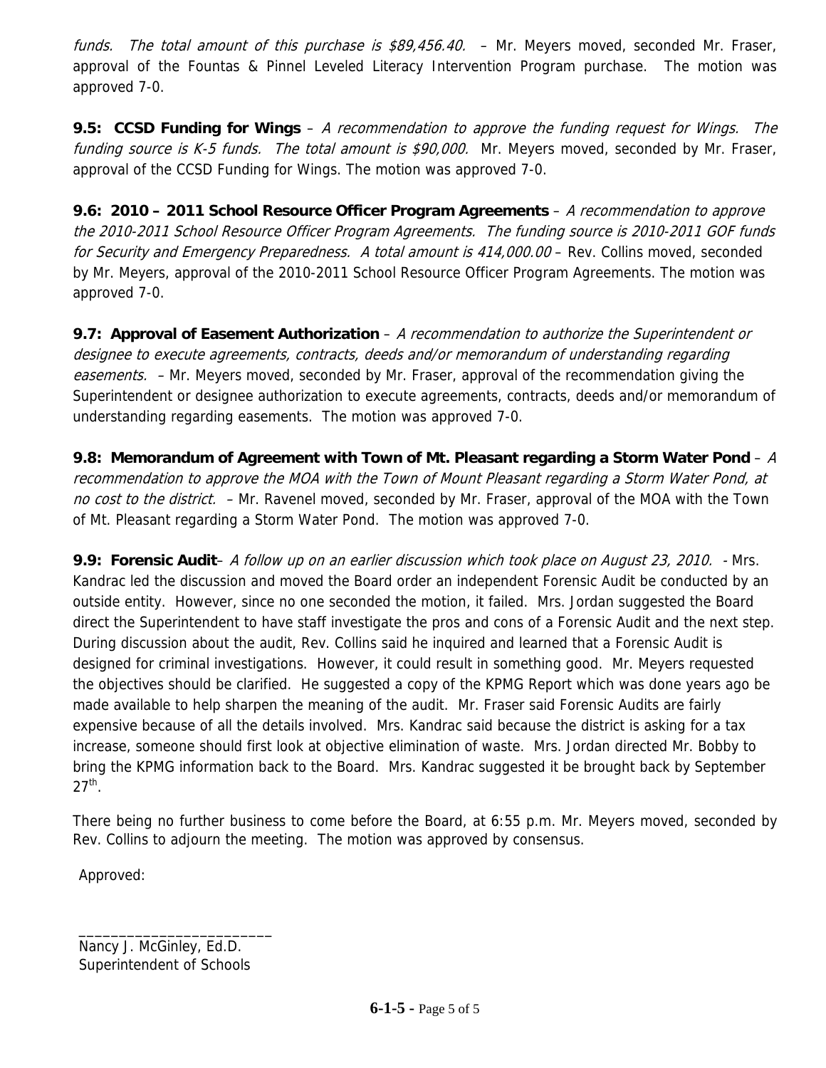*funds. The total amount of this purchase is $89,456.40.* – Mr. Meyers moved, seconded Mr. Fraser, approval of the Fountas & Pinnel Leveled Literacy Intervention Program purchase. The motion was approved 7-0.

**9.5: CCSD Funding for Wings** – *A recommendation to approve the funding request for Wings. The funding source is K-5 funds. The total amount is $90,000.* Mr. Meyers moved, seconded by Mr. Fraser, approval of the CCSD Funding for Wings. The motion was approved 7-0.

**9.6: 2010 – 2011 School Resource Officer Program Agreements** – *A recommendation to approve the 2010-2011 School Resource Officer Program Agreements. The funding source is 2010-2011 GOF funds for Security and Emergency Preparedness. A total amount is 414,000.00* – Rev. Collins moved, seconded by Mr. Meyers, approval of the 2010-2011 School Resource Officer Program Agreements. The motion was approved 7-0.

**9.7: Approval of Easement Authorization** – *A recommendation to authorize the Superintendent or designee to execute agreements, contracts, deeds and/or memorandum of understanding regarding easements.* – Mr. Meyers moved, seconded by Mr. Fraser, approval of the recommendation giving the Superintendent or designee authorization to execute agreements, contracts, deeds and/or memorandum of understanding regarding easements. The motion was approved 7-0.

**9.8: Memorandum of Agreement with Town of Mt. Pleasant regarding a Storm Water Pond** – *A recommendation to approve the MOA with the Town of Mount Pleasant regarding a Storm Water Pond, at no cost to the district.* – Mr. Ravenel moved, seconded by Mr. Fraser, approval of the MOA with the Town of Mt. Pleasant regarding a Storm Water Pond. The motion was approved 7-0.

**9.9: Forensic Audit**– *A follow up on an earlier discussion which took place on August 23, 2010.* - Mrs. Kandrac led the discussion and moved the Board order an independent Forensic Audit be conducted by an outside entity. However, since no one seconded the motion, it failed. Mrs. Jordan suggested the Board direct the Superintendent to have staff investigate the pros and cons of a Forensic Audit and the next step. During discussion about the audit, Rev. Collins said he inquired and learned that a Forensic Audit is designed for criminal investigations. However, it could result in something good. Mr. Meyers requested the objectives should be clarified. He suggested a copy of the KPMG Report which was done years ago be made available to help sharpen the meaning of the audit. Mr. Fraser said Forensic Audits are fairly expensive because of all the details involved. Mrs. Kandrac said because the district is asking for a tax increase, someone should first look at objective elimination of waste. Mrs. Jordan directed Mr. Bobby to bring the KPMG information back to the Board. Mrs. Kandrac suggested it be brought back by September 27th.

There being no further business to come before the Board, at 6:55 p.m. Mr. Meyers moved, seconded by Rev. Collins to adjourn the meeting. The motion was approved by consensus.

Approved:

________________________
Nancy J. McGinley, Ed.D.
Superintendent of Schools